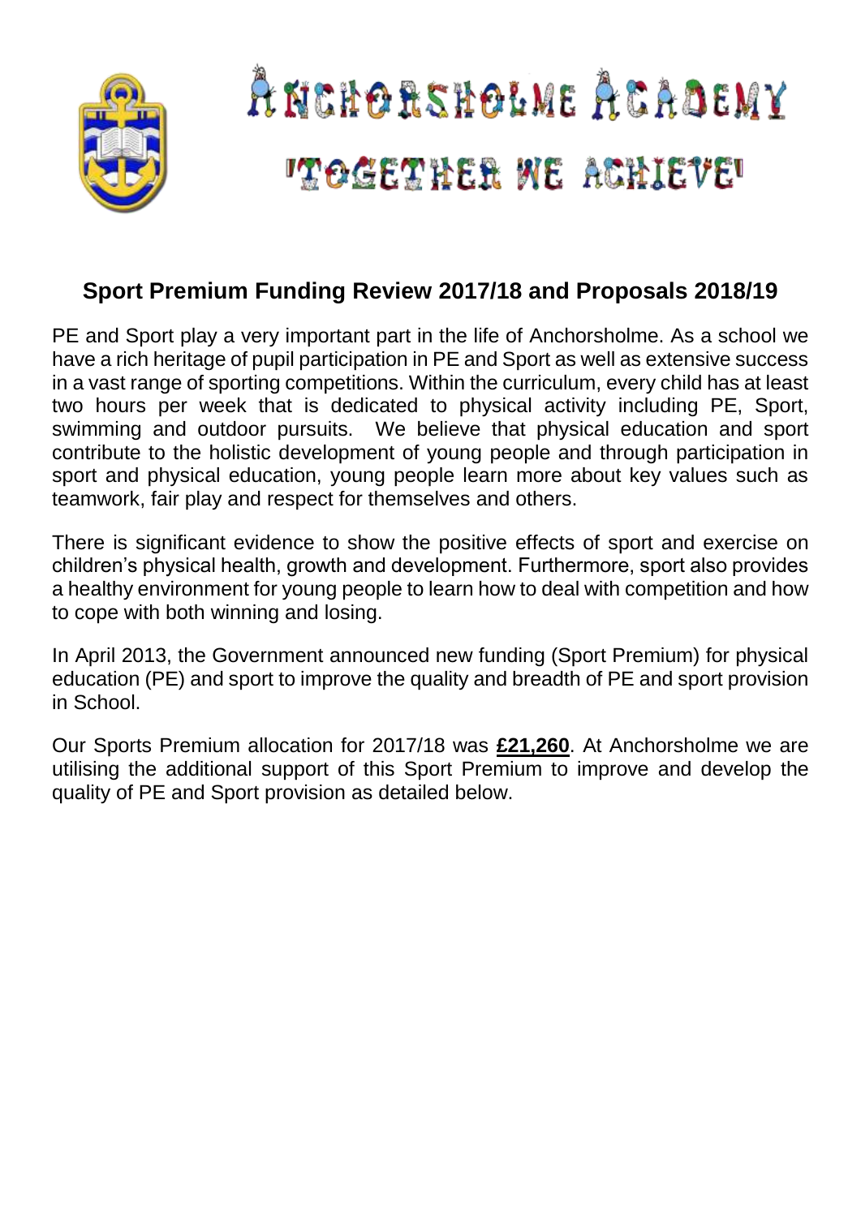# ANCHORSHOLME ACADEMY

## 'TOGETHER WE ACHIEVE'

## Sport Premium Funding Review 2017/18 and Proposals 2018/19

PE and Sport play a very important part in the life of Anchorsholme. As a school we have a rich heritage of pupil participation in PE and Sport as well as extensive success in a vast range of sporting competitions. Within the curriculum, every child has at least two hours per week that is dedicated to physical activity including PE, Sport, swimming and outdoor pursuits. We believe that physical education and sport contribute to the holistic development of young people and through participation in sport and physical education, young people learn more about key values such as teamwork, fair play and respect for themselves and others.

There is significant evidence to show the positive effects of sport and exercise on children's physical health, growth and development. Furthermore, sport also provides a healthy environment for young people to learn how to deal with competition and how to cope with both winning and losing.

In April 2013, the Government announced new funding (Sport Premium) for physical education (PE) and sport to improve the quality and breadth of PE and sport provision in School.

Our Sports Premium allocation for 2017/18 was **£21,260**. At Anchorsholme we are utilising the additional support of this Sport Premium to improve and develop the quality of PE and Sport provision as detailed below.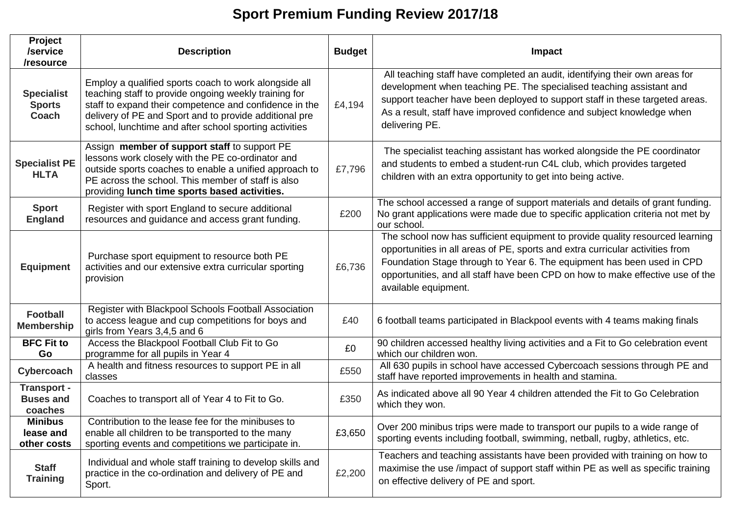# Sport Premium Funding Review 2017/18

| Project /service /resource | Description | Budget | Impact |
|---|---|---|---|
| **Specialist Sports Coach** | Employ a qualified sports coach to work alongside all teaching staff to provide ongoing weekly training for staff to expand their competence and confidence in the delivery of PE and Sport and to provide additional pre school, lunchtime and after school sporting activities | £4,194 | All teaching staff have completed an audit, identifying their own areas for development when teaching PE. The specialised teaching assistant and support teacher have been deployed to support staff in these targeted areas. As a result, staff have improved confidence and subject knowledge when delivering PE. |
| **Specialist PE HLTA** | Assign **member of support staff** to support PE lessons work closely with the PE co-ordinator and outside sports coaches to enable a unified approach to PE across the school. This member of staff is also providing **lunch time sports based activities.** | £7,796 | The specialist teaching assistant has worked alongside the PE coordinator and students to embed a student-run C4L club, which provides targeted children with an extra opportunity to get into being active. |
| **Sport England** | Register with sport England to secure additional resources and guidance and access grant funding. | £200 | The school accessed a range of support materials and details of grant funding. No grant applications were made due to specific application criteria not met by our school. |
| **Equipment** | Purchase sport equipment to resource both PE activities and our extensive extra curricular sporting provision | £6,736 | The school now has sufficient equipment to provide quality resourced learning opportunities in all areas of PE, sports and extra curricular activities from Foundation Stage through to Year 6. The equipment has been used in CPD opportunities, and all staff have been CPD on how to make effective use of the available equipment. |
| **Football Membership** | Register with Blackpool Schools Football Association to access league and cup competitions for boys and girls from Years 3,4,5 and 6 | £40 | 6 football teams participated in Blackpool events with 4 teams making finals |
| **BFC Fit to Go** | Access the Blackpool Football Club Fit to Go programme for all pupils in Year 4 | £0 | 90 children accessed healthy living activities and a Fit to Go celebration event which our children won. |
| **Cybercoach** | A health and fitness resources to support PE in all classes | £550 | All 630 pupils in school have accessed Cybercoach sessions through PE and staff have reported improvements in health and stamina. |
| **Transport - Buses and coaches** | Coaches to transport all of Year 4 to Fit to Go. | £350 | As indicated above all 90 Year 4 children attended the Fit to Go Celebration which they won. |
| **Minibus lease and other costs** | Contribution to the lease fee for the minibuses to enable all children to be transported to the many sporting events and competitions we participate in. | £3,650 | Over 200 minibus trips were made to transport our pupils to a wide range of sporting events including football, swimming, netball, rugby, athletics, etc. |
| **Staff Training** | Individual and whole staff training to develop skills and practice in the co-ordination and delivery of PE and Sport. | £2,200 | Teachers and teaching assistants have been provided with training on how to maximise the use /impact of support staff within PE as well as specific training on effective delivery of PE and sport. |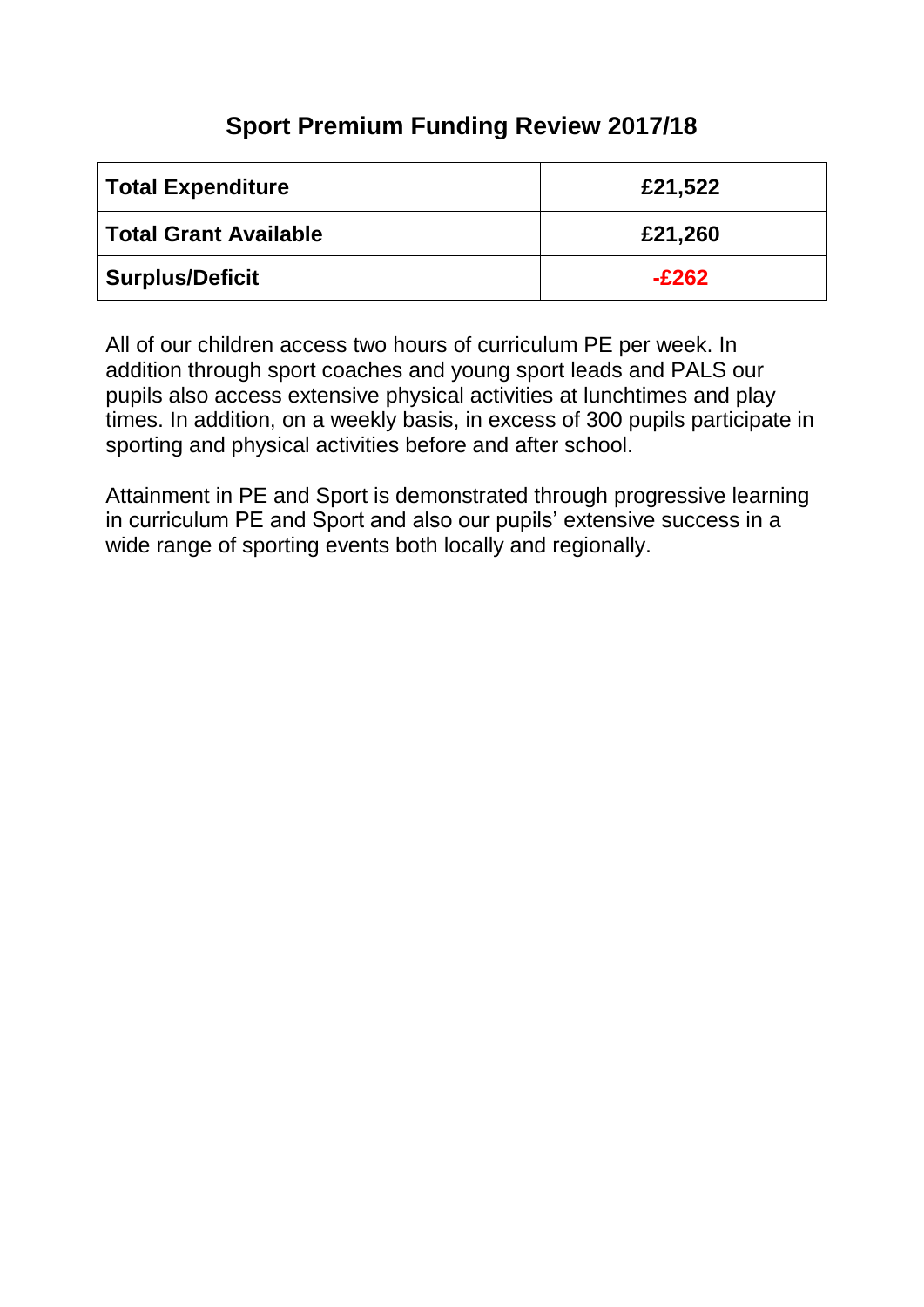# Sport Premium Funding Review 2017/18

| **Total Expenditure** | **£21,522** |
|---|---|
| **Total Grant Available** | **£21,260** |
| **Surplus/Deficit** | **-£262** |

All of our children access two hours of curriculum PE per week. In addition through sport coaches and young sport leads and PALS our pupils also access extensive physical activities at lunchtimes and play times. In addition, on a weekly basis, in excess of 300 pupils participate in sporting and physical activities before and after school.

Attainment in PE and Sport is demonstrated through progressive learning in curriculum PE and Sport and also our pupils' extensive success in a wide range of sporting events both locally and regionally.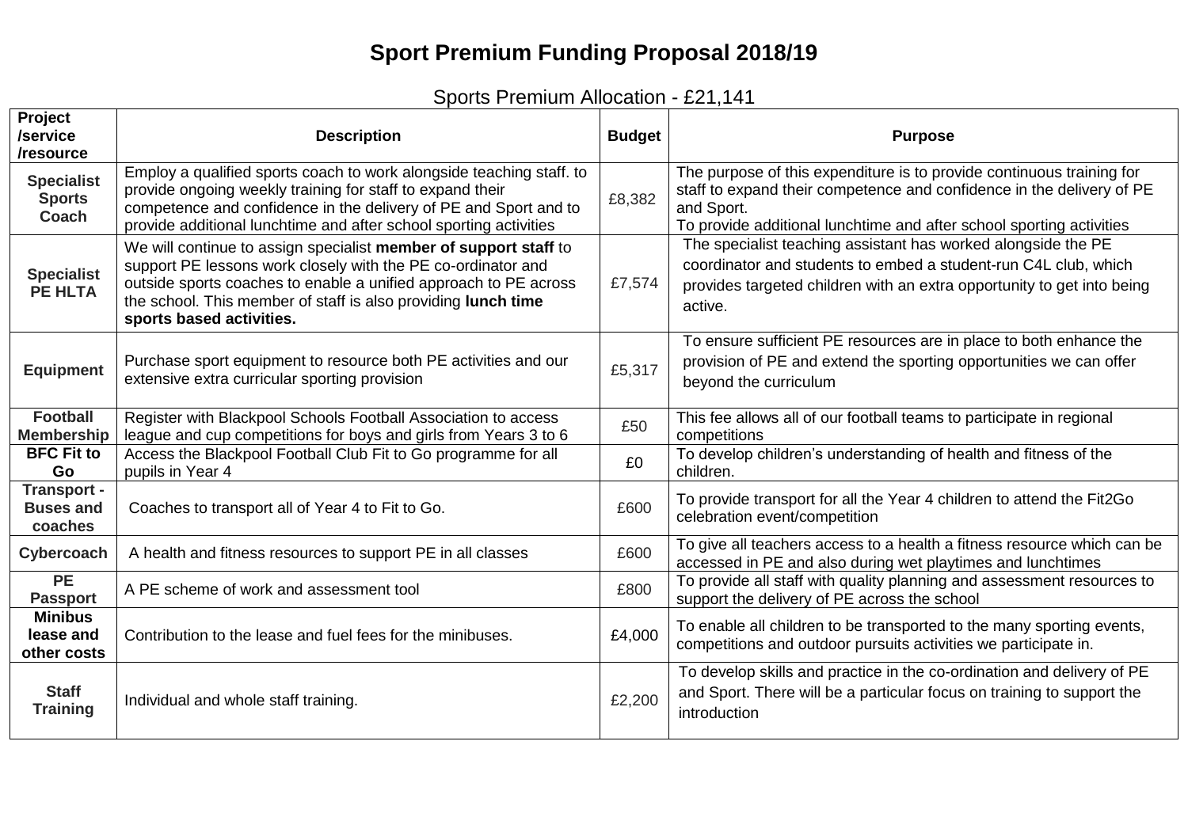# Sport Premium Funding Proposal 2018/19

Sports Premium Allocation - £21,141

| Project /service /resource | Description | Budget | Purpose |
|---|---|---|---|
| **Specialist Sports Coach** | Employ a qualified sports coach to work alongside teaching staff. to provide ongoing weekly training for staff to expand their competence and confidence in the delivery of PE and Sport and to provide additional lunchtime and after school sporting activities | £8,382 | The purpose of this expenditure is to provide continuous training for staff to expand their competence and confidence in the delivery of PE and Sport.<br>To provide additional lunchtime and after school sporting activities |
| **Specialist PE HLTA** | We will continue to assign specialist **member of support staff** to support PE lessons work closely with the PE co-ordinator and outside sports coaches to enable a unified approach to PE across the school. This member of staff is also providing **lunch time sports based activities.** | £7,574 | The specialist teaching assistant has worked alongside the PE coordinator and students to embed a student-run C4L club, which provides targeted children with an extra opportunity to get into being active. |
| **Equipment** | Purchase sport equipment to resource both PE activities and our extensive extra curricular sporting provision | £5,317 | To ensure sufficient PE resources are in place to both enhance the provision of PE and extend the sporting opportunities we can offer beyond the curriculum |
| **Football Membership** | Register with Blackpool Schools Football Association to access league and cup competitions for boys and girls from Years 3 to 6 | £50 | This fee allows all of our football teams to participate in regional competitions |
| **BFC Fit to Go** | Access the Blackpool Football Club Fit to Go programme for all pupils in Year 4 | £0 | To develop children's understanding of health and fitness of the children. |
| **Transport - Buses and coaches** | Coaches to transport all of Year 4 to Fit to Go. | £600 | To provide transport for all the Year 4 children to attend the Fit2Go celebration event/competition |
| **Cybercoach** | A health and fitness resources to support PE in all classes | £600 | To give all teachers access to a health a fitness resource which can be accessed in PE and also during wet playtimes and lunchtimes |
| **PE Passport** | A PE scheme of work and assessment tool | £800 | To provide all staff with quality planning and assessment resources to support the delivery of PE across the school |
| **Minibus lease and other costs** | Contribution to the lease and fuel fees for the minibuses. | £4,000 | To enable all children to be transported to the many sporting events, competitions and outdoor pursuits activities we participate in. |
| **Staff Training** | Individual and whole staff training. | £2,200 | To develop skills and practice in the co-ordination and delivery of PE and Sport. There will be a particular focus on training to support the introduction |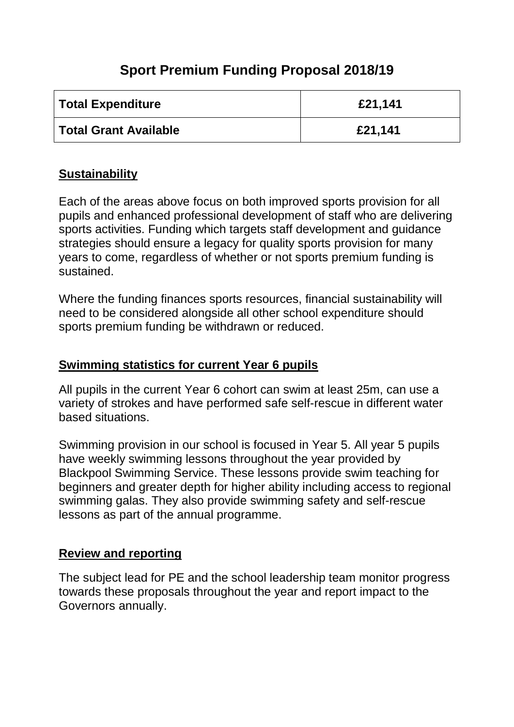# Sport Premium Funding Proposal 2018/19

| | |
|---|---|
| **Total Expenditure** | **£21,141** |
| **Total Grant Available** | **£21,141** |

## Sustainability

Each of the areas above focus on both improved sports provision for all pupils and enhanced professional development of staff who are delivering sports activities. Funding which targets staff development and guidance strategies should ensure a legacy for quality sports provision for many years to come, regardless of whether or not sports premium funding is sustained.

Where the funding finances sports resources, financial sustainability will need to be considered alongside all other school expenditure should sports premium funding be withdrawn or reduced.

## Swimming statistics for current Year 6 pupils

All pupils in the current Year 6 cohort can swim at least 25m, can use a variety of strokes and have performed safe self-rescue in different water based situations.

Swimming provision in our school is focused in Year 5. All year 5 pupils have weekly swimming lessons throughout the year provided by Blackpool Swimming Service. These lessons provide swim teaching for beginners and greater depth for higher ability including access to regional swimming galas. They also provide swimming safety and self-rescue lessons as part of the annual programme.

## Review and reporting

The subject lead for PE and the school leadership team monitor progress towards these proposals throughout the year and report impact to the Governors annually.